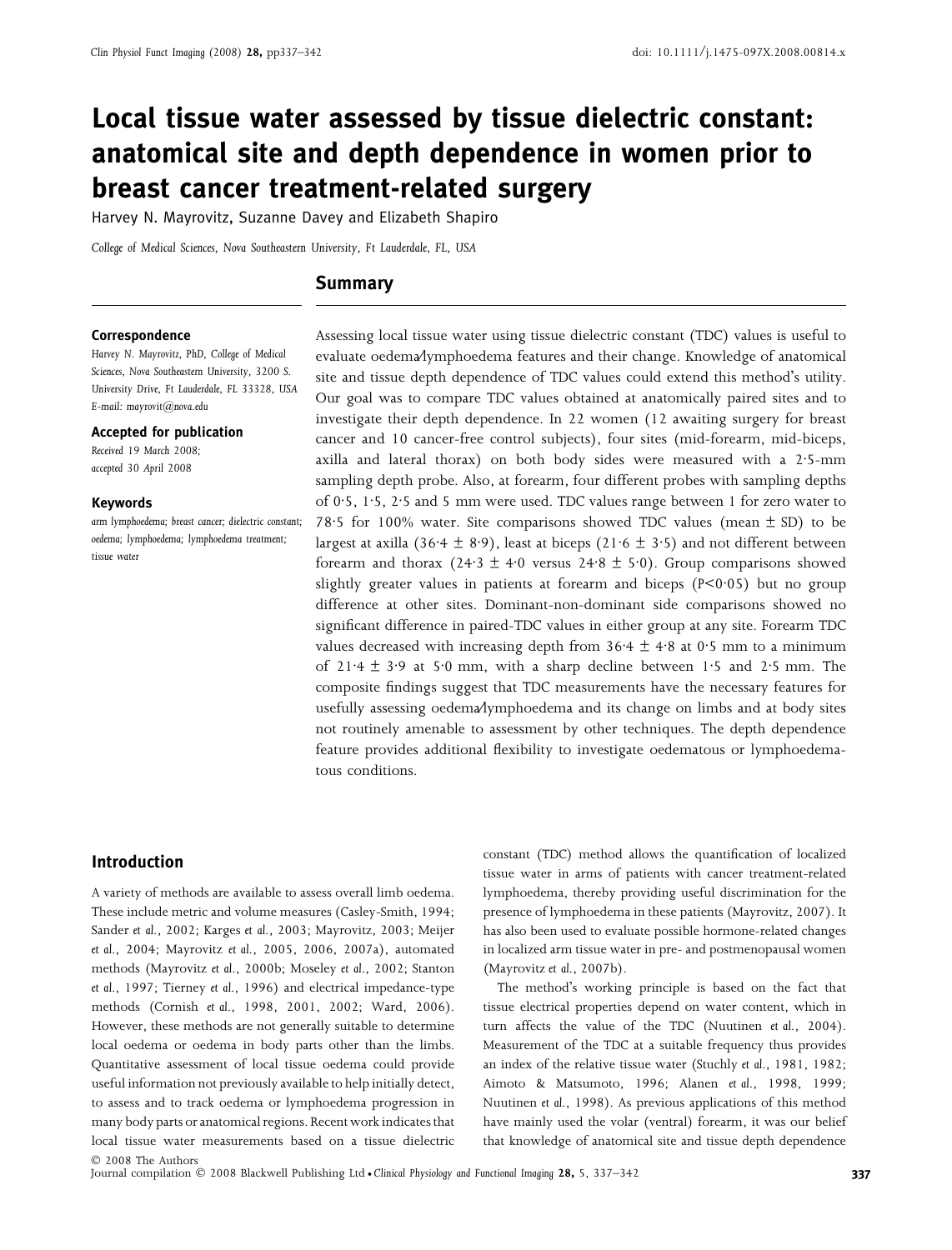# Local tissue water assessed by tissue dielectric constant: anatomical site and depth dependence in women prior to breast cancer treatment-related surgery

Harvey N. Mayrovitz, Suzanne Davey and Elizabeth Shapiro

*College of Medical Sciences, Nova Southeastern University, Ft Lauderdale, FL, USA*

## Summary

**Correspondence**
Harvey N. Mayrovitz, PhD, College of Medical Sciences, Nova Southeastern University, 3200 S. University Drive, Ft Lauderdale, FL 33328, USA
E-mail: mayrovit@nova.edu

**Accepted for publication**
Received 19 March 2008;
accepted 30 April 2008

**Keywords**
arm lymphoedema; breast cancer; dielectric constant; oedema; lymphoedema; lymphoedema treatment; tissue water

Assessing local tissue water using tissue dielectric constant (TDC) values is useful to evaluate oedema/lymphoedema features and their change. Knowledge of anatomical site and tissue depth dependence of TDC values could extend this method's utility. Our goal was to compare TDC values obtained at anatomically paired sites and to investigate their depth dependence. In 22 women (12 awaiting surgery for breast cancer and 10 cancer-free control subjects), four sites (mid-forearm, mid-biceps, axilla and lateral thorax) on both body sides were measured with a 2·5-mm sampling depth probe. Also, at forearm, four different probes with sampling depths of 0·5, 1·5, 2·5 and 5 mm were used. TDC values range between 1 for zero water to 78·5 for 100% water. Site comparisons showed TDC values (mean ± SD) to be largest at axilla (36·4 ± 8·9), least at biceps (21·6 ± 3·5) and not different between forearm and thorax (24·3 ± 4·0 versus 24·8 ± 5·0). Group comparisons showed slightly greater values in patients at forearm and biceps ($P<0·05$) but no group difference at other sites. Dominant-non-dominant side comparisons showed no significant difference in paired-TDC values in either group at any site. Forearm TDC values decreased with increasing depth from 36·4 ± 4·8 at 0·5 mm to a minimum of 21·4 ± 3·9 at 5·0 mm, with a sharp decline between 1·5 and 2·5 mm. The composite findings suggest that TDC measurements have the necessary features for usefully assessing oedema/lymphoedema and its change on limbs and at body sites not routinely amenable to assessment by other techniques. The depth dependence feature provides additional flexibility to investigate oedematous or lymphoedematous conditions.

## Introduction

A variety of methods are available to assess overall limb oedema. These include metric and volume measures (Casley-Smith, 1994; Sander *et al.*, 2002; Karges *et al.*, 2003; Mayrovitz, 2003; Meijer *et al.*, 2004; Mayrovitz *et al.*, 2005, 2006, 2007a), automated methods (Mayrovitz *et al.*, 2000b; Moseley *et al.*, 2002; Stanton *et al.*, 1997; Tierney *et al.*, 1996) and electrical impedance-type methods (Cornish *et al.*, 1998, 2001, 2002; Ward, 2006). However, these methods are not generally suitable to determine local oedema or oedema in body parts other than the limbs. Quantitative assessment of local tissue oedema could provide useful information not previously available to help initially detect, to assess and to track oedema or lymphoedema progression in many body parts or anatomical regions. Recent work indicates that local tissue water measurements based on a tissue dielectric constant (TDC) method allows the quantification of localized tissue water in arms of patients with cancer treatment-related lymphoedema, thereby providing useful discrimination for the presence of lymphoedema in these patients (Mayrovitz, 2007). It has also been used to evaluate possible hormone-related changes in localized arm tissue water in pre- and postmenopausal women (Mayrovitz *et al.*, 2007b).

The method's working principle is based on the fact that tissue electrical properties depend on water content, which in turn affects the value of the TDC (Nuutinen *et al.*, 2004). Measurement of the TDC at a suitable frequency thus provides an index of the relative tissue water (Stuchly *et al.*, 1981, 1982; Aimoto & Matsumoto, 1996; Alanen *et al.*, 1998, 1999; Nuutinen *et al.*, 1998). As previous applications of this method have mainly used the volar (ventral) forearm, it was our belief that knowledge of anatomical site and tissue depth dependence

© 2008 The Authors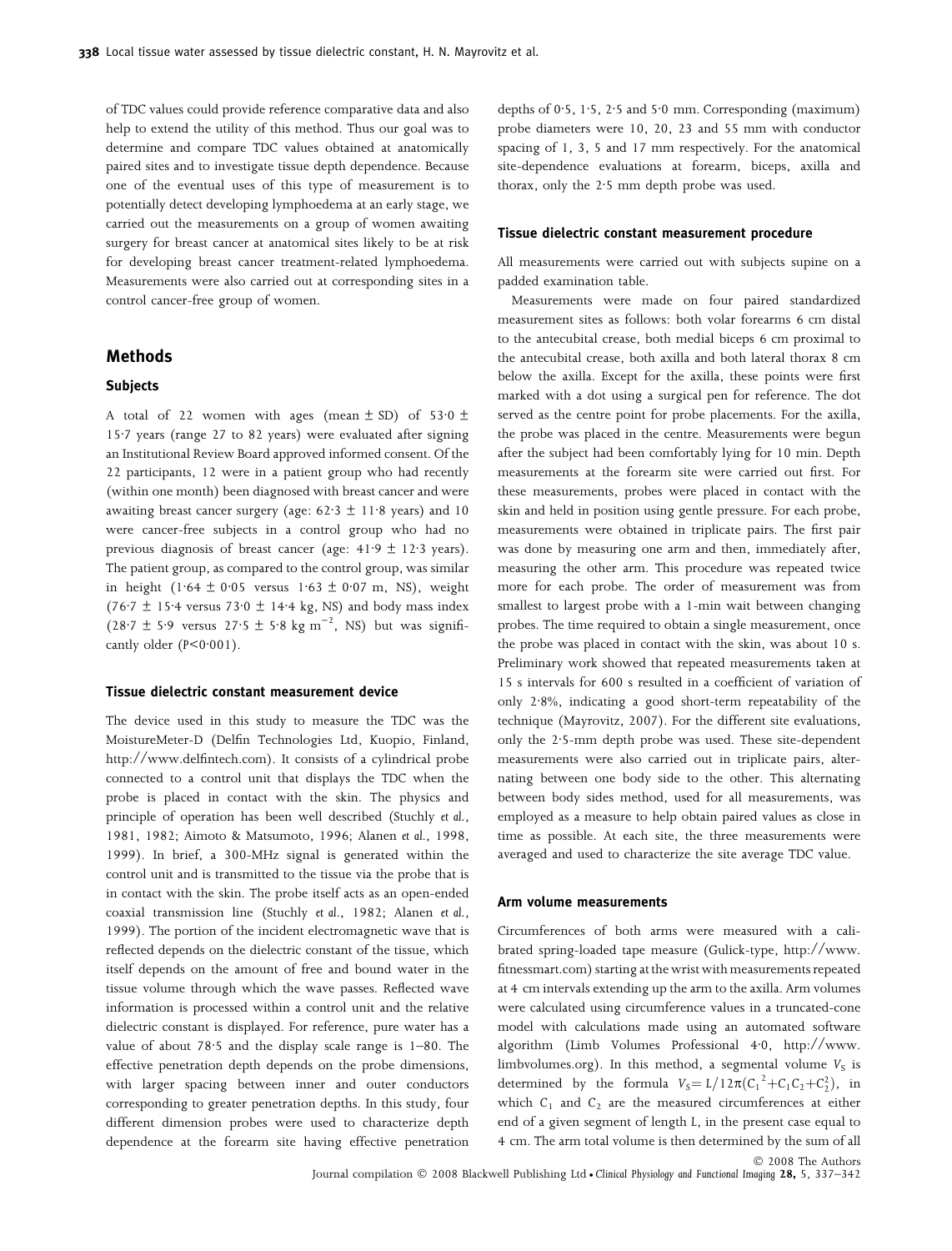of TDC values could provide reference comparative data and also help to extend the utility of this method. Thus our goal was to determine and compare TDC values obtained at anatomically paired sites and to investigate tissue depth dependence. Because one of the eventual uses of this type of measurement is to potentially detect developing lymphoedema at an early stage, we carried out the measurements on a group of women awaiting surgery for breast cancer at anatomical sites likely to be at risk for developing breast cancer treatment-related lymphoedema. Measurements were also carried out at corresponding sites in a control cancer-free group of women.

## Methods

### Subjects

A total of 22 women with ages (mean ± SD) of 53·0 ± 15·7 years (range 27 to 82 years) were evaluated after signing an Institutional Review Board approved informed consent. Of the 22 participants, 12 were in a patient group who had recently (within one month) been diagnosed with breast cancer and were awaiting breast cancer surgery (age: 62·3 ± 11·8 years) and 10 were cancer-free subjects in a control group who had no previous diagnosis of breast cancer (age: 41·9 ± 12·3 years). The patient group, as compared to the control group, was similar in height (1·64 ± 0·05 versus 1·63 ± 0·07 m, NS), weight (76·7 ± 15·4 versus 73·0 ± 14·4 kg, NS) and body mass index (28·7 ± 5·9 versus 27·5 ± 5·8 kg $m^{-2}$, NS) but was significantly older ($P<0·001$).

### Tissue dielectric constant measurement device

The device used in this study to measure the TDC was the MoistureMeter-D (Delfin Technologies Ltd, Kuopio, Finland, http://www.delfintech.com). It consists of a cylindrical probe connected to a control unit that displays the TDC when the probe is placed in contact with the skin. The physics and principle of operation has been well described (Stuchly *et al.*, 1981, 1982; Aimoto & Matsumoto, 1996; Alanen *et al.*, 1998, 1999). In brief, a 300-MHz signal is generated within the control unit and is transmitted to the tissue via the probe that is in contact with the skin. The probe itself acts as an open-ended coaxial transmission line (Stuchly *et al.*, 1982; Alanen *et al.*, 1999). The portion of the incident electromagnetic wave that is reflected depends on the dielectric constant of the tissue, which itself depends on the amount of free and bound water in the tissue volume through which the wave passes. Reflected wave information is processed within a control unit and the relative dielectric constant is displayed. For reference, pure water has a value of about 78·5 and the display scale range is 1–80. The effective penetration depth depends on the probe dimensions, with larger spacing between inner and outer conductors corresponding to greater penetration depths. In this study, four different dimension probes were used to characterize depth dependence at the forearm site having effective penetration depths of 0·5, 1·5, 2·5 and 5·0 mm. Corresponding (maximum) probe diameters were 10, 20, 23 and 55 mm with conductor spacing of 1, 3, 5 and 17 mm respectively. For the anatomical site-dependence evaluations at forearm, biceps, axilla and thorax, only the 2·5 mm depth probe was used.

### Tissue dielectric constant measurement procedure

All measurements were carried out with subjects supine on a padded examination table.

Measurements were made on four paired standardized measurement sites as follows: both volar forearms 6 cm distal to the antecubital crease, both medial biceps 6 cm proximal to the antecubital crease, both axilla and both lateral thorax 8 cm below the axilla. Except for the axilla, these points were first marked with a dot using a surgical pen for reference. The dot served as the centre point for probe placements. For the axilla, the probe was placed in the centre. Measurements were begun after the subject had been comfortably lying for 10 min. Depth measurements at the forearm site were carried out first. For these measurements, probes were placed in contact with the skin and held in position using gentle pressure. For each probe, measurements were obtained in triplicate pairs. The first pair was done by measuring one arm and then, immediately after, measuring the other arm. This procedure was repeated twice more for each probe. The order of measurement was from smallest to largest probe with a 1-min wait between changing probes. The time required to obtain a single measurement, once the probe was placed in contact with the skin, was about 10 s. Preliminary work showed that repeated measurements taken at 15 s intervals for 600 s resulted in a coefficient of variation of only 2·8%, indicating a good short-term repeatability of the technique (Mayrovitz, 2007). For the different site evaluations, only the 2·5-mm depth probe was used. These site-dependent measurements were also carried out in triplicate pairs, alternating between one body side to the other. This alternating between body sides method, used for all measurements, was employed as a measure to help obtain paired values as close in time as possible. At each site, the three measurements were averaged and used to characterize the site average TDC value.

### Arm volume measurements

Circumferences of both arms were measured with a calibrated spring-loaded tape measure (Gulick-type, http://www.fitnessmart.com) starting at the wrist with measurements repeated at 4 cm intervals extending up the arm to the axilla. Arm volumes were calculated using circumference values in a truncated-cone model with calculations made using an automated software algorithm (Limb Volumes Professional 4·0, http://www.limbvolumes.org). In this method, a segmental volume $V_S$ is determined by the formula $V_S = L/12\pi(C_1^2+C_1C_2+C_2^2)$, in which $C_1$ and $C_2$ are the measured circumferences at either end of a given segment of length $L$, in the present case equal to 4 cm. The arm total volume is then determined by the sum of all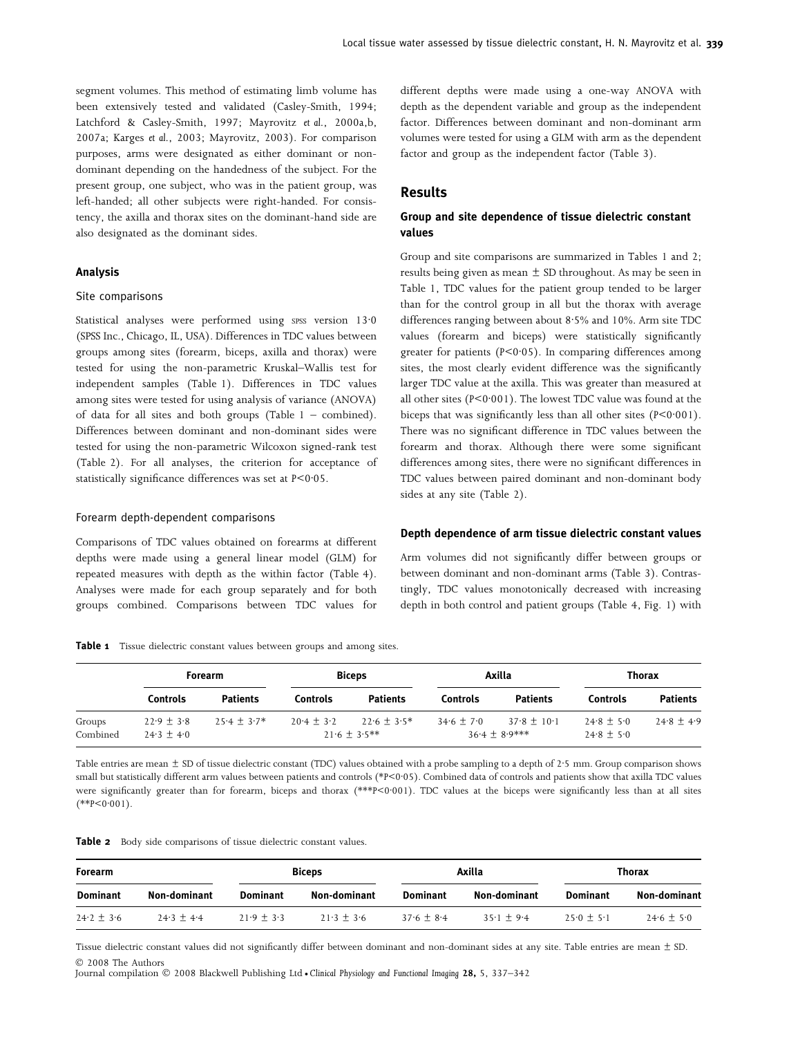segment volumes. This method of estimating limb volume has been extensively tested and validated (Casley-Smith, 1994; Latchford & Casley-Smith, 1997; Mayrovitz *et al.*, 2000a,b, 2007a; Karges *et al.*, 2003; Mayrovitz, 2003). For comparison purposes, arms were designated as either dominant or non-dominant depending on the handedness of the subject. For the present group, one subject, who was in the patient group, was left-handed; all other subjects were right-handed. For consistency, the axilla and thorax sites on the dominant-hand side are also designated as the dominant sides.

### Analysis

#### Site comparisons

Statistical analyses were performed using SPSS version 13·0 (SPSS Inc., Chicago, IL, USA). Differences in TDC values between groups among sites (forearm, biceps, axilla and thorax) were tested for using the non-parametric Kruskal–Wallis test for independent samples (Table 1). Differences in TDC values among sites were tested for using analysis of variance (ANOVA) of data for all sites and both groups (Table 1 – combined). Differences between dominant and non-dominant sides were tested for using the non-parametric Wilcoxon signed-rank test (Table 2). For all analyses, the criterion for acceptance of statistically significance differences was set at $P<0·05$.

#### Forearm depth-dependent comparisons

Comparisons of TDC values obtained on forearms at different depths were made using a general linear model (GLM) for repeated measures with depth as the within factor (Table 4). Analyses were made for each group separately and for both groups combined. Comparisons between TDC values for different depths were made using a one-way ANOVA with depth as the dependent variable and group as the independent factor. Differences between dominant and non-dominant arm volumes were tested for using a GLM with arm as the dependent factor and group as the independent factor (Table 3).

## Results

### Group and site dependence of tissue dielectric constant values

Group and site comparisons are summarized in Tables 1 and 2; results being given as mean ± SD throughout. As may be seen in Table 1, TDC values for the patient group tended to be larger than for the control group in all but the thorax with average differences ranging between about 8·5% and 10%. Arm site TDC values (forearm and biceps) were statistically significantly greater for patients ($P<0·05$). In comparing differences among sites, the most clearly evident difference was the significantly larger TDC value at the axilla. This was greater than measured at all other sites ($P<0·001$). The lowest TDC value was found at the biceps that was significantly less than all other sites ($P<0·001$). There was no significant difference in TDC values between the forearm and thorax. Although there were some significant differences among sites, there were no significant differences in TDC values between paired dominant and non-dominant body sides at any site (Table 2).

### Depth dependence of arm tissue dielectric constant values

Arm volumes did not significantly differ between groups or between dominant and non-dominant arms (Table 3). Contrastingly, TDC values monotonically decreased with increasing depth in both control and patient groups (Table 4, Fig. 1) with

**Table 1** Tissue dielectric constant values between groups and among sites.

| | Forearm | | Biceps | | Axilla | | Thorax | |
|---|---|---|---|---|---|---|---|---|
| | Controls | Patients | Controls | Patients | Controls | Patients | Controls | Patients |
| Groups | 22·9 ± 3·8 | 25·4 ± 3·7* | 20·4 ± 3·2 | 22·6 ± 3·5* | 34·6 ± 7·0 | 37·8 ± 10·1 | 24·8 ± 5·0 | 24·8 ± 4·9 |
| Combined | 24·3 ± 4·0 | | 21·6 ± 3·5** | | 36·4 ± 8·9*** | | 24·8 ± 5·0 | |

Table entries are mean ± SD of tissue dielectric constant (TDC) values obtained with a probe sampling to a depth of 2·5 mm. Group comparison shows small but statistically different arm values between patients and controls (*$P<0·05$). Combined data of controls and patients show that axilla TDC values were significantly greater than for forearm, biceps and thorax (***$P<0·001$). TDC values at the biceps were significantly less than at all sites (**$P<0·001$).

**Table 2** Body side comparisons of tissue dielectric constant values.

| Forearm | | Biceps | | Axilla | | Thorax | |
|---|---|---|---|---|---|---|---|
| Dominant | Non-dominant | Dominant | Non-dominant | Dominant | Non-dominant | Dominant | Non-dominant |
| 24·2 ± 3·6 | 24·3 ± 4·4 | 21·9 ± 3·3 | 21·3 ± 3·6 | 37·6 ± 8·4 | 35·1 ± 9·4 | 25·0 ± 5·1 | 24·6 ± 5·0 |

Tissue dielectric constant values did not significantly differ between dominant and non-dominant sides at any site. Table entries are mean ± SD.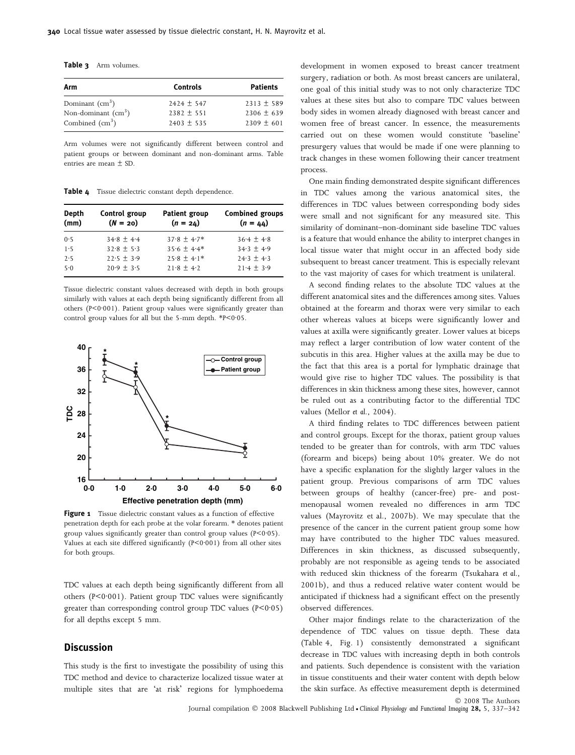**Table 3** Arm volumes.

| Arm | Controls | Patients |
|---|---|---|
| Dominant ($cm^3$) | 2424 ± 547 | 2313 ± 589 |
| Non-dominant ($cm^3$) | 2382 ± 551 | 2306 ± 639 |
| Combined ($cm^3$) | 2403 ± 535 | 2309 ± 601 |

Arm volumes were not significantly different between control and patient groups or between dominant and non-dominant arms. Table entries are mean ± SD.

**Table 4** Tissue dielectric constant depth dependence.

| Depth (mm) | Control group ($N$ = 20) | Patient group ($n$ = 24) | Combined groups ($n$ = 44) |
|---|---|---|---|
| 0·5 | 34·8 ± 4·4 | 37·8 ± 4·7* | 36·4 ± 4·8 |
| 1·5 | 32·8 ± 5·3 | 35·6 ± 4·4* | 34·3 ± 4·9 |
| 2·5 | 22·5 ± 3·9 | 25·8 ± 4·1* | 24·3 ± 4·3 |
| 5·0 | 20·9 ± 3·5 | 21·8 ± 4·2 | 21·4 ± 3·9 |

Tissue dielectric constant values decreased with depth in both groups similarly with values at each depth being significantly different from all others ($P<0·001$). Patient group values were significantly greater than control group values for all but the 5-mm depth. *$P<0·05$.

**Figure 1** Tissue dielectric constant values as a function of effective penetration depth for each probe at the volar forearm. * denotes patient group values significantly greater than control group values ($P<0·05$). Values at each site differed significantly ($P<0·001$) from all other sites for both groups.

TDC values at each depth being significantly different from all others ($P<0·001$). Patient group TDC values were significantly greater than corresponding control group TDC values ($P<0·05$) for all depths except 5 mm.

## Discussion

This study is the first to investigate the possibility of using this TDC method and device to characterize localized tissue water at multiple sites that are 'at risk' regions for lymphoedema development in women exposed to breast cancer treatment surgery, radiation or both. As most breast cancers are unilateral, one goal of this initial study was to not only characterize TDC values at these sites but also to compare TDC values between body sides in women already diagnosed with breast cancer and women free of breast cancer. In essence, the measurements carried out on these women would constitute 'baseline' presurgery values that would be made if one were planning to track changes in these women following their cancer treatment process.

One main finding demonstrated despite significant differences in TDC values among the various anatomical sites, the differences in TDC values between corresponding body sides were small and not significant for any measured site. This similarity of dominant–non-dominant side baseline TDC values is a feature that would enhance the ability to interpret changes in local tissue water that might occur in an affected body side subsequent to breast cancer treatment. This is especially relevant to the vast majority of cases for which treatment is unilateral.

A second finding relates to the absolute TDC values at the different anatomical sites and the differences among sites. Values obtained at the forearm and thorax were very similar to each other whereas values at biceps were significantly lower and values at axilla were significantly greater. Lower values at biceps may reflect a larger contribution of low water content of the subcutis in this area. Higher values at the axilla may be due to the fact that this area is a portal for lymphatic drainage that would give rise to higher TDC values. The possibility is that differences in skin thickness among these sites, however, cannot be ruled out as a contributing factor to the differential TDC values (Mellor *et al.*, 2004).

A third finding relates to TDC differences between patient and control groups. Except for the thorax, patient group values tended to be greater than for controls, with arm TDC values (forearm and biceps) being about 10% greater. We do not have a specific explanation for the slightly larger values in the patient group. Previous comparisons of arm TDC values between groups of healthy (cancer-free) pre- and post-menopausal women revealed no differences in arm TDC values (Mayrovitz et al., 2007b). We may speculate that the presence of the cancer in the current patient group some how may have contributed to the higher TDC values measured. Differences in skin thickness, as discussed subsequently, probably are not responsible as ageing tends to be associated with reduced skin thickness of the forearm (Tsukahara *et al.*, 2001b), and thus a reduced relative water content would be anticipated if thickness had a significant effect on the presently observed differences.

Other major findings relate to the characterization of the dependence of TDC values on tissue depth. These data (Table 4, Fig. 1) consistently demonstrated a significant decrease in TDC values with increasing depth in both controls and patients. Such dependence is consistent with the variation in tissue constituents and their water content with depth below the skin surface. As effective measurement depth is determined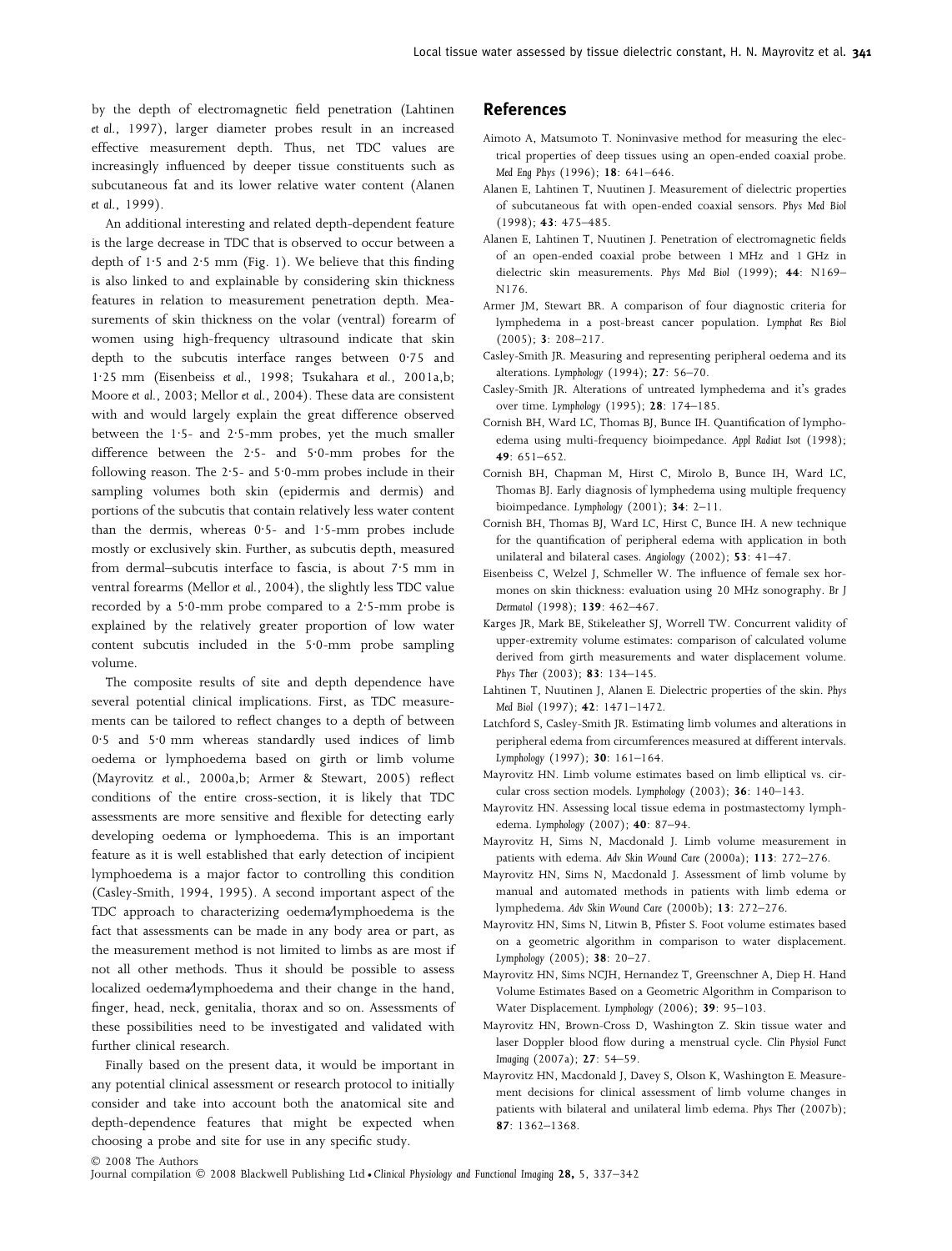by the depth of electromagnetic field penetration (Lahtinen *et al.*, 1997), larger diameter probes result in an increased effective measurement depth. Thus, net TDC values are increasingly influenced by deeper tissue constituents such as subcutaneous fat and its lower relative water content (Alanen *et al.*, 1999).

An additional interesting and related depth-dependent feature is the large decrease in TDC that is observed to occur between a depth of 1·5 and 2·5 mm (Fig. 1). We believe that this finding is also linked to and explainable by considering skin thickness features in relation to measurement penetration depth. Measurements of skin thickness on the volar (ventral) forearm of women using high-frequency ultrasound indicate that skin depth to the subcutis interface ranges between 0·75 and 1·25 mm (Eisenbeiss *et al.*, 1998; Tsukahara *et al.*, 2001a,b; Moore *et al.*, 2003; Mellor *et al.*, 2004). These data are consistent with and would largely explain the great difference observed between the 1·5- and 2·5-mm probes, yet the much smaller difference between the 2·5- and 5·0-mm probes for the following reason. The 2·5- and 5·0-mm probes include in their sampling volumes both skin (epidermis and dermis) and portions of the subcutis that contain relatively less water content than the dermis, whereas 0·5- and 1·5-mm probes include mostly or exclusively skin. Further, as subcutis depth, measured from dermal–subcutis interface to fascia, is about 7·5 mm in ventral forearms (Mellor *et al.*, 2004), the slightly less TDC value recorded by a 5·0-mm probe compared to a 2·5-mm probe is explained by the relatively greater proportion of low water content subcutis included in the 5·0-mm probe sampling volume.

The composite results of site and depth dependence have several potential clinical implications. First, as TDC measurements can be tailored to reflect changes to a depth of between 0·5 and 5·0 mm whereas standardly used indices of limb oedema or lymphoedema based on girth or limb volume (Mayrovitz *et al.*, 2000a,b; Armer & Stewart, 2005) reflect conditions of the entire cross-section, it is likely that TDC assessments are more sensitive and flexible for detecting early developing oedema or lymphoedema. This is an important feature as it is well established that early detection of incipient lymphoedema is a major factor to controlling this condition (Casley-Smith, 1994, 1995). A second important aspect of the TDC approach to characterizing oedema/lymphoedema is the fact that assessments can be made in any body area or part, as the measurement method is not limited to limbs as are most if not all other methods. Thus it should be possible to assess localized oedema/lymphoedema and their change in the hand, finger, head, neck, genitalia, thorax and so on. Assessments of these possibilities need to be investigated and validated with further clinical research.

Finally based on the present data, it would be important in any potential clinical assessment or research protocol to initially consider and take into account both the anatomical site and depth-dependence features that might be expected when choosing a probe and site for use in any specific study.

## References

Aimoto A, Matsumoto T. Noninvasive method for measuring the electrical properties of deep tissues using an open-ended coaxial probe. *Med Eng Phys* (1996); **18**: 641–646.

Alanen E, Lahtinen T, Nuutinen J. Measurement of dielectric properties of subcutaneous fat with open-ended coaxial sensors. *Phys Med Biol* (1998); **43**: 475–485.

Alanen E, Lahtinen T, Nuutinen J. Penetration of electromagnetic fields of an open-ended coaxial probe between 1 MHz and 1 GHz in dielectric skin measurements. *Phys Med Biol* (1999); **44**: N169–N176.

Armer JM, Stewart BR. A comparison of four diagnostic criteria for lymphedema in a post-breast cancer population. *Lymphat Res Biol* (2005); **3**: 208–217.

Casley-Smith JR. Measuring and representing peripheral oedema and its alterations. *Lymphology* (1994); **27**: 56–70.

Casley-Smith JR. Alterations of untreated lymphedema and it's grades over time. *Lymphology* (1995); **28**: 174–185.

Cornish BH, Ward LC, Thomas BJ, Bunce IH. Quantification of lymphoedema using multi-frequency bioimpedance. *Appl Radiat Isot* (1998); **49**: 651–652.

Cornish BH, Chapman M, Hirst C, Mirolo B, Bunce IH, Ward LC, Thomas BJ. Early diagnosis of lymphedema using multiple frequency bioimpedance. *Lymphology* (2001); **34**: 2–11.

Cornish BH, Thomas BJ, Ward LC, Hirst C, Bunce IH. A new technique for the quantification of peripheral edema with application in both unilateral and bilateral cases. *Angiology* (2002); **53**: 41–47.

Eisenbeiss C, Welzel J, Schmeller W. The influence of female sex hormones on skin thickness: evaluation using 20 MHz sonography. *Br J Dermatol* (1998); **139**: 462–467.

Karges JR, Mark BE, Stikeleather SJ, Worrell TW. Concurrent validity of upper-extremity volume estimates: comparison of calculated volume derived from girth measurements and water displacement volume. *Phys Ther* (2003); **83**: 134–145.

Lahtinen T, Nuutinen J, Alanen E. Dielectric properties of the skin. *Phys Med Biol* (1997); **42**: 1471–1472.

Latchford S, Casley-Smith JR. Estimating limb volumes and alterations in peripheral edema from circumferences measured at different intervals. *Lymphology* (1997); **30**: 161–164.

Mayrovitz HN. Limb volume estimates based on limb elliptical vs. circular cross section models. *Lymphology* (2003); **36**: 140–143.

Mayrovitz HN. Assessing local tissue edema in postmastectomy lymphedema. *Lymphology* (2007); **40**: 87–94.

Mayrovitz H, Sims N, Macdonald J. Limb volume measurement in patients with edema. *Adv Skin Wound Care* (2000a); **113**: 272–276.

Mayrovitz HN, Sims N, Macdonald J. Assessment of limb volume by manual and automated methods in patients with limb edema or lymphedema. *Adv Skin Wound Care* (2000b); **13**: 272–276.

Mayrovitz HN, Sims N, Litwin B, Pfister S. Foot volume estimates based on a geometric algorithm in comparison to water displacement. *Lymphology* (2005); **38**: 20–27.

Mayrovitz HN, Sims NCJH, Hernandez T, Greenschner A, Diep H. Hand Volume Estimates Based on a Geometric Algorithm in Comparison to Water Displacement. *Lymphology* (2006); **39**: 95–103.

Mayrovitz HN, Brown-Cross D, Washington Z. Skin tissue water and laser Doppler blood flow during a menstrual cycle. *Clin Physiol Funct Imaging* (2007a); **27**: 54–59.

Mayrovitz HN, Macdonald J, Davey S, Olson K, Washington E. Measurement decisions for clinical assessment of limb volume changes in patients with bilateral and unilateral limb edema. *Phys Ther* (2007b); **87**: 1362–1368.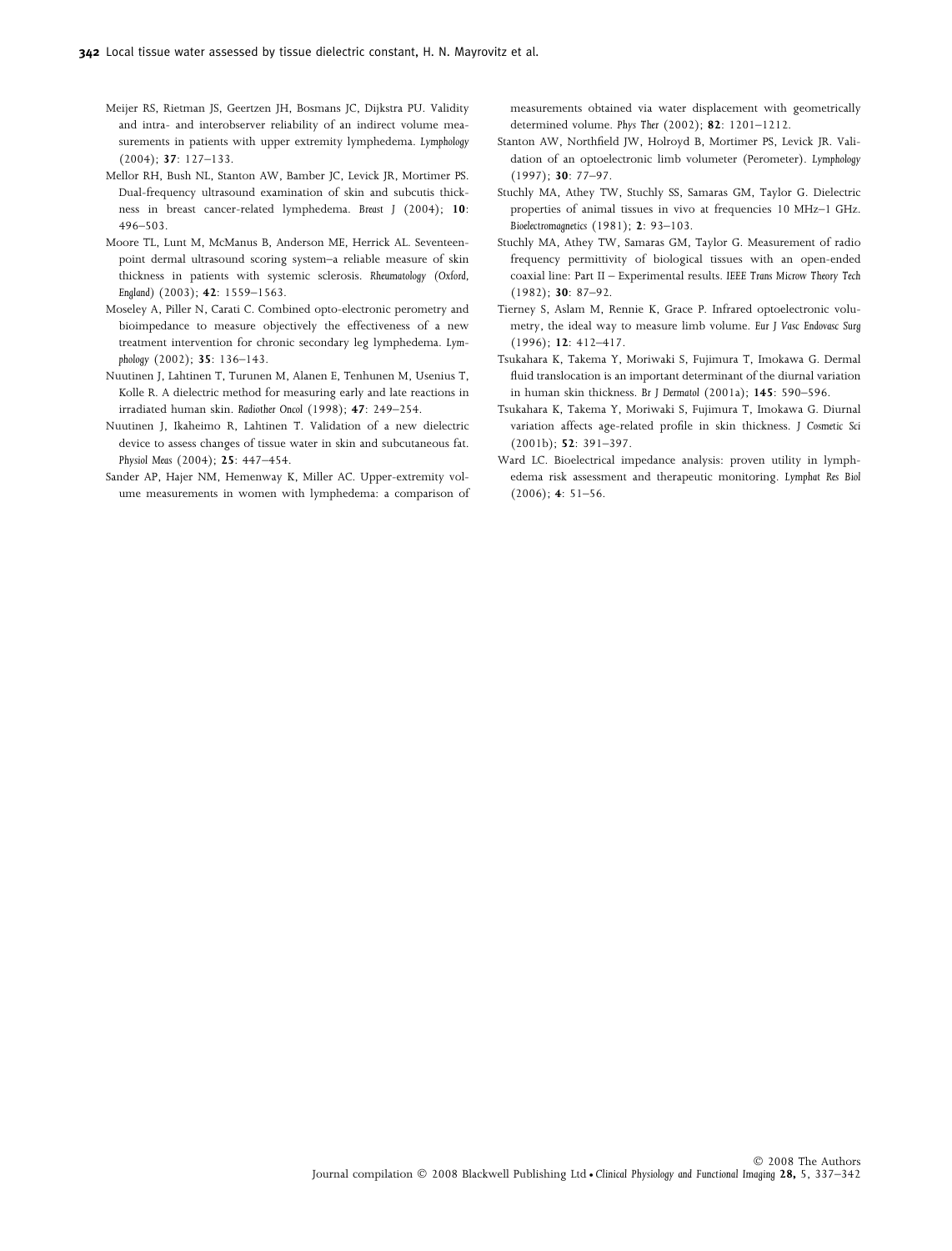Meijer RS, Rietman JS, Geertzen JH, Bosmans JC, Dijkstra PU. Validity and intra- and interobserver reliability of an indirect volume measurements in patients with upper extremity lymphedema. *Lymphology* (2004); **37**: 127–133.

Mellor RH, Bush NL, Stanton AW, Bamber JC, Levick JR, Mortimer PS. Dual-frequency ultrasound examination of skin and subcutis thickness in breast cancer-related lymphedema. *Breast J* (2004); **10**: 496–503.

Moore TL, Lunt M, McManus B, Anderson ME, Herrick AL. Seventeen-point dermal ultrasound scoring system–a reliable measure of skin thickness in patients with systemic sclerosis. *Rheumatology (Oxford, England)* (2003); **42**: 1559–1563.

Moseley A, Piller N, Carati C. Combined opto-electronic perometry and bioimpedance to measure objectively the effectiveness of a new treatment intervention for chronic secondary leg lymphedema. *Lymphology* (2002); **35**: 136–143.

Nuutinen J, Lahtinen T, Turunen M, Alanen E, Tenhunen M, Usenius T, Kolle R. A dielectric method for measuring early and late reactions in irradiated human skin. *Radiother Oncol* (1998); **47**: 249–254.

Nuutinen J, Ikaheimo R, Lahtinen T. Validation of a new dielectric device to assess changes of tissue water in skin and subcutaneous fat. *Physiol Meas* (2004); **25**: 447–454.

Sander AP, Hajer NM, Hemenway K, Miller AC. Upper-extremity volume measurements in women with lymphedema: a comparison of measurements obtained via water displacement with geometrically determined volume. *Phys Ther* (2002); **82**: 1201–1212.

Stanton AW, Northfield JW, Holroyd B, Mortimer PS, Levick JR. Validation of an optoelectronic limb volumeter (Perometer). *Lymphology* (1997); **30**: 77–97.

Stuchly MA, Athey TW, Stuchly SS, Samaras GM, Taylor G. Dielectric properties of animal tissues in vivo at frequencies 10 MHz–1 GHz. *Bioelectromagnetics* (1981); **2**: 93–103.

Stuchly MA, Athey TW, Samaras GM, Taylor G. Measurement of radio frequency permittivity of biological tissues with an open-ended coaxial line: Part II – Experimental results. *IEEE Trans Microw Theory Tech* (1982); **30**: 87–92.

Tierney S, Aslam M, Rennie K, Grace P. Infrared optoelectronic volumetry, the ideal way to measure limb volume. *Eur J Vasc Endovasc Surg* (1996); **12**: 412–417.

Tsukahara K, Takema Y, Moriwaki S, Fujimura T, Imokawa G. Dermal fluid translocation is an important determinant of the diurnal variation in human skin thickness. *Br J Dermatol* (2001a); **145**: 590–596.

Tsukahara K, Takema Y, Moriwaki S, Fujimura T, Imokawa G. Diurnal variation affects age-related profile in skin thickness. *J Cosmetic Sci* (2001b); **52**: 391–397.

Ward LC. Bioelectrical impedance analysis: proven utility in lymphedema risk assessment and therapeutic monitoring. *Lymphat Res Biol* (2006); **4**: 51–56.